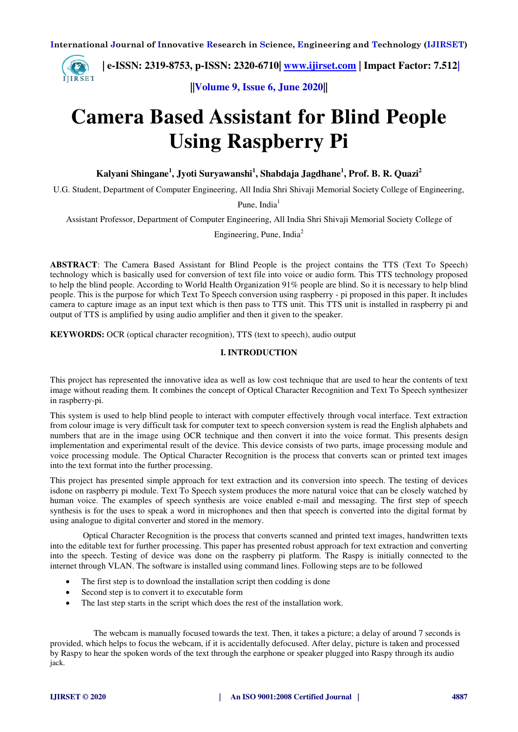# Camera Based Assistant for Blind People Using Raspberry Pi

**Kalyani Shingane[1], Jyoti Suryawanshi[1], Shabdaja Jagdhane[1], Prof. B. R. Quazi[2]**

U.G. Student, Department of Computer Engineering, All India Shri Shivaji Memorial Society College of Engineering, Pune, India[1]

Assistant Professor, Department of Computer Engineering, All India Shri Shivaji Memorial Society College of Engineering, Pune, India[2]

**ABSTRACT**: The Camera Based Assistant for Blind People is the project contains the TTS (Text To Speech) technology which is basically used for conversion of text file into voice or audio form. This TTS technology proposed to help the blind people. According to World Health Organization 91% people are blind. So it is necessary to help blind people. This is the purpose for which Text To Speech conversion using raspberry - pi proposed in this paper. It includes camera to capture image as an input text which is then pass to TTS unit. This TTS unit is installed in raspberry pi and output of TTS is amplified by using audio amplifier and then it given to the speaker.

**KEYWORDS:** OCR (optical character recognition), TTS (text to speech), audio output

## I. INTRODUCTION

This project has represented the innovative idea as well as low cost technique that are used to hear the contents of text image without reading them. It combines the concept of Optical Character Recognition and Text To Speech synthesizer in raspberry-pi.

This system is used to help blind people to interact with computer effectively through vocal interface. Text extraction from colour image is very difficult task for computer text to speech conversion system is read the English alphabets and numbers that are in the image using OCR technique and then convert it into the voice format. This presents design implementation and experimental result of the device. This device consists of two parts, image processing module and voice processing module. The Optical Character Recognition is the process that converts scan or printed text images into the text format into the further processing.

This project has presented simple approach for text extraction and its conversion into speech. The testing of devices isdone on raspberry pi module. Text To Speech system produces the more natural voice that can be closely watched by human voice. The examples of speech synthesis are voice enabled e-mail and messaging. The first step of speech synthesis is for the uses to speak a word in microphones and then that speech is converted into the digital format by using analogue to digital converter and stored in the memory.

Optical Character Recognition is the process that converts scanned and printed text images, handwritten texts into the editable text for further processing. This paper has presented robust approach for text extraction and converting into the speech. Testing of device was done on the raspberry pi platform. The Raspy is initially connected to the internet through VLAN. The software is installed using command lines. Following steps are to be followed

- The first step is to download the installation script then codding is done
- Second step is to convert it to executable form
- The last step starts in the script which does the rest of the installation work.

The webcam is manually focused towards the text. Then, it takes a picture; a delay of around 7 seconds is provided, which helps to focus the webcam, if it is accidentally defocused. After delay, picture is taken and processed by Raspy to hear the spoken words of the text through the earphone or speaker plugged into Raspy through its audio jack.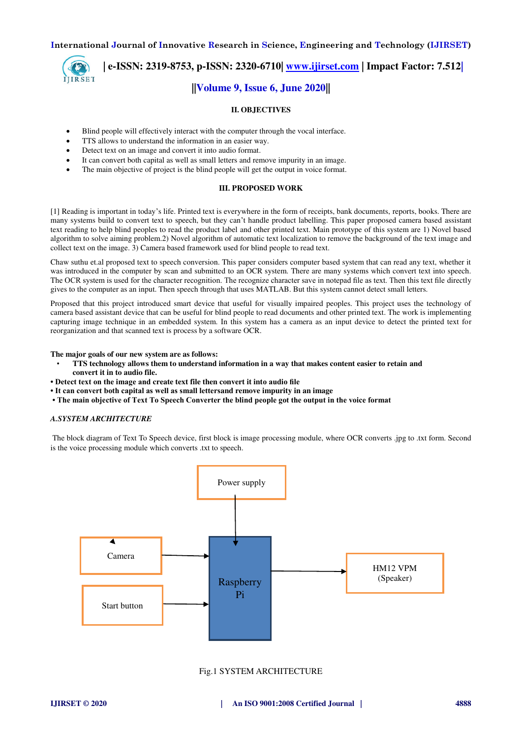## II. OBJECTIVES

- Blind people will effectively interact with the computer through the vocal interface.
- TTS allows to understand the information in an easier way.
- Detect text on an image and convert it into audio format.
- It can convert both capital as well as small letters and remove impurity in an image.
- The main objective of project is the blind people will get the output in voice format.

## III. PROPOSED WORK

[1] Reading is important in today's life. Printed text is everywhere in the form of receipts, bank documents, reports, books. There are many systems build to convert text to speech, but they can't handle product labelling. This paper proposed camera based assistant text reading to help blind peoples to read the product label and other printed text. Main prototype of this system are 1) Novel based algorithm to solve aiming problem.2) Novel algorithm of automatic text localization to remove the background of the text image and collect text on the image. 3) Camera based framework used for blind people to read text.

Chaw suthu et.al proposed text to speech conversion. This paper considers computer based system that can read any text, whether it was introduced in the computer by scan and submitted to an OCR system. There are many systems which convert text into speech. The OCR system is used for the character recognition. The recognize character save in notepad file as text. Then this text file directly gives to the computer as an input. Then speech through that uses MATLAB. But this system cannot detect small letters.

Proposed that this project introduced smart device that useful for visually impaired peoples. This project uses the technology of camera based assistant device that can be useful for blind people to read documents and other printed text. The work is implementing capturing image technique in an embedded system. In this system has a camera as an input device to detect the printed text for reorganization and that scanned text is process by a software OCR.

**The major goals of our new system are as follows:**

- **TTS technology allows them to understand information in a way that makes content easier to retain and convert it in to audio file.**
- **Detect text on the image and create text file then convert it into audio file**
- **It can convert both capital as well as small lettersand remove impurity in an image**
- **The main objective of Text To Speech Converter the blind people got the output in the voice format**

### *A.SYSTEM ARCHITECTURE*

The block diagram of Text To Speech device, first block is image processing module, where OCR converts .jpg to .txt form. Second is the voice processing module which converts .txt to speech.

Power supply → Raspberry Pi
Camera → Raspberry Pi
Start button → Raspberry Pi
Raspberry Pi → HM12 VPM (Speaker)

Fig.1 SYSTEM ARCHITECTURE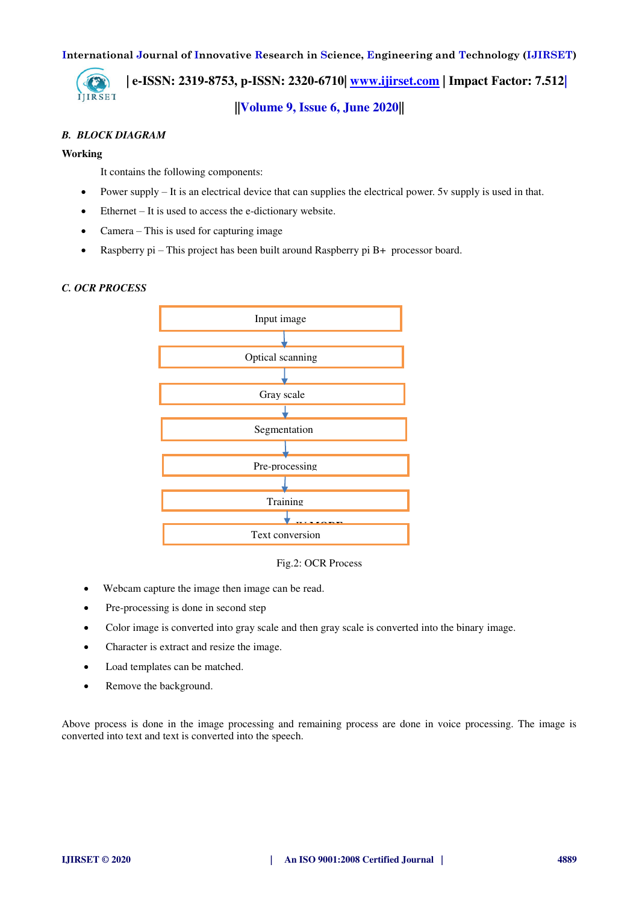### B. BLOCK DIAGRAM

**Working**

It contains the following components:

- Power supply – It is an electrical device that can supplies the electrical power. 5v supply is used in that.
- Ethernet – It is used to access the e-dictionary website.
- Camera – This is used for capturing image
- Raspberry pi – This project has been built around Raspberry pi B+ processor board.

### C. OCR PROCESS

Input image → Optical scanning → Gray scale → Segmentation → Pre-processing → Training → Text conversion

Fig.2: OCR Process

- Webcam capture the image then image can be read.
- Pre-processing is done in second step
- Color image is converted into gray scale and then gray scale is converted into the binary image.
- Character is extract and resize the image.
- Load templates can be matched.
- Remove the background.

Above process is done in the image processing and remaining process are done in voice processing. The image is converted into text and text is converted into the speech.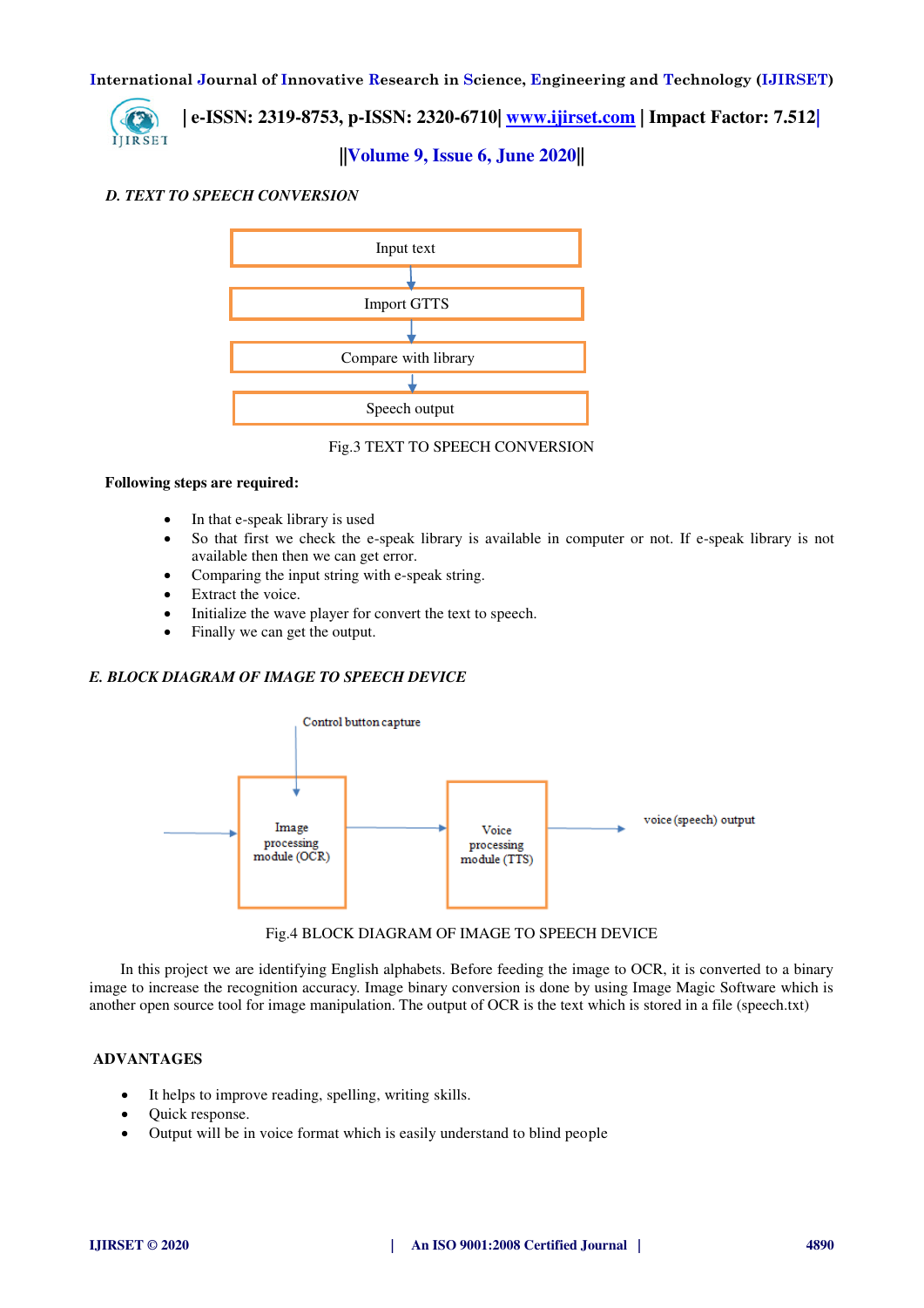### *D. TEXT TO SPEECH CONVERSION*

Input text

Import GTTS

Compare with library

Speech output

Fig.3 TEXT TO SPEECH CONVERSION

**Following steps are required:**

- In that e-speak library is used
- So that first we check the e-speak library is available in computer or not. If e-speak library is not available then then we can get error.
- Comparing the input string with e-speak string.
- Extract the voice.
- Initialize the wave player for convert the text to speech.
- Finally we can get the output.

### *E. BLOCK DIAGRAM OF IMAGE TO SPEECH DEVICE*

Control button capture

Image processing module (OCR)

Voice processing module (TTS)

voice (speech) output

Fig.4 BLOCK DIAGRAM OF IMAGE TO SPEECH DEVICE

In this project we are identifying English alphabets. Before feeding the image to OCR, it is converted to a binary image to increase the recognition accuracy. Image binary conversion is done by using Image Magic Software which is another open source tool for image manipulation. The output of OCR is the text which is stored in a file (speech.txt)

## ADVANTAGES

- It helps to improve reading, spelling, writing skills.
- Quick response.
- Output will be in voice format which is easily understand to blind people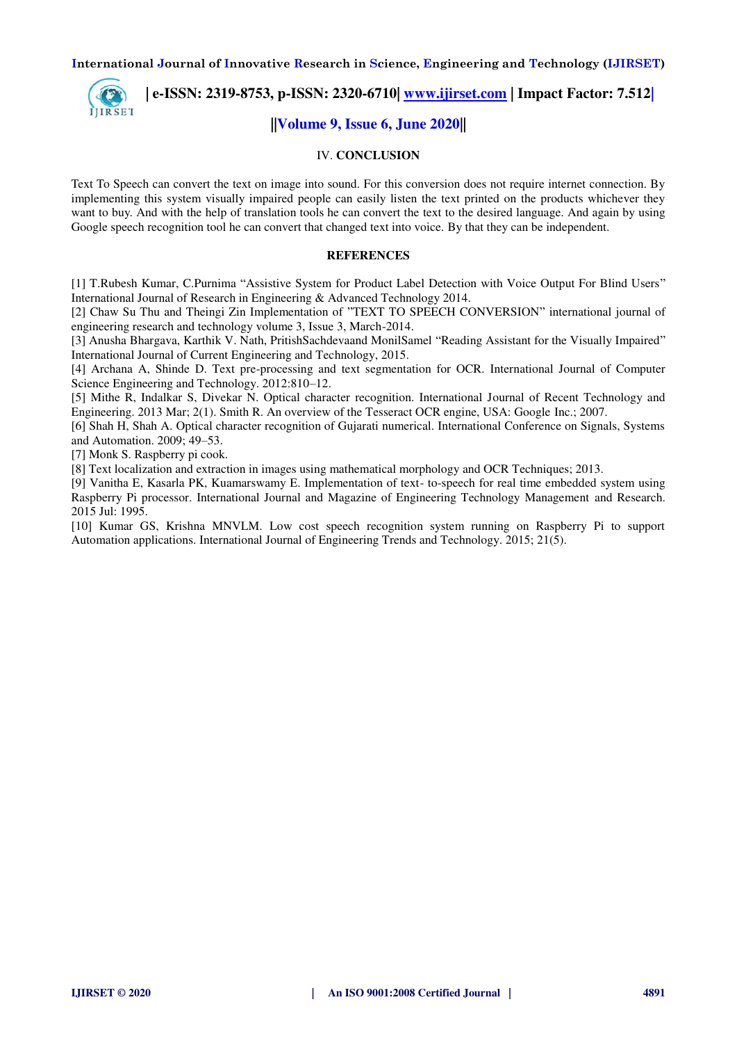## IV. CONCLUSION

Text To Speech can convert the text on image into sound. For this conversion does not require internet connection. By implementing this system visually impaired people can easily listen the text printed on the products whichever they want to buy. And with the help of translation tools he can convert the text to the desired language. And again by using Google speech recognition tool he can convert that changed text into voice. By that they can be independent.

## REFERENCES

[1] T.Rubesh Kumar, C.Purnima "Assistive System for Product Label Detection with Voice Output For Blind Users" International Journal of Research in Engineering & Advanced Technology 2014.

[2] Chaw Su Thu and Theingi Zin Implementation of "TEXT TO SPEECH CONVERSION" international journal of engineering research and technology volume 3, Issue 3, March-2014.

[3] Anusha Bhargava, Karthik V. Nath, PritishSachdevaand MonilSamel "Reading Assistant for the Visually Impaired" International Journal of Current Engineering and Technology, 2015.

[4] Archana A, Shinde D. Text pre-processing and text segmentation for OCR. International Journal of Computer Science Engineering and Technology. 2012:810–12.

[5] Mithe R, Indalkar S, Divekar N. Optical character recognition. International Journal of Recent Technology and Engineering. 2013 Mar; 2(1). Smith R. An overview of the Tesseract OCR engine, USA: Google Inc.; 2007.

[6] Shah H, Shah A. Optical character recognition of Gujarati numerical. International Conference on Signals, Systems and Automation. 2009; 49–53.

[7] Monk S. Raspberry pi cook.

[8] Text localization and extraction in images using mathematical morphology and OCR Techniques; 2013.

[9] Vanitha E, Kasarla PK, Kuamarswamy E. Implementation of text- to-speech for real time embedded system using Raspberry Pi processor. International Journal and Magazine of Engineering Technology Management and Research. 2015 Jul: 1995.

[10] Kumar GS, Krishna MNVLM. Low cost speech recognition system running on Raspberry Pi to support Automation applications. International Journal of Engineering Trends and Technology. 2015; 21(5).